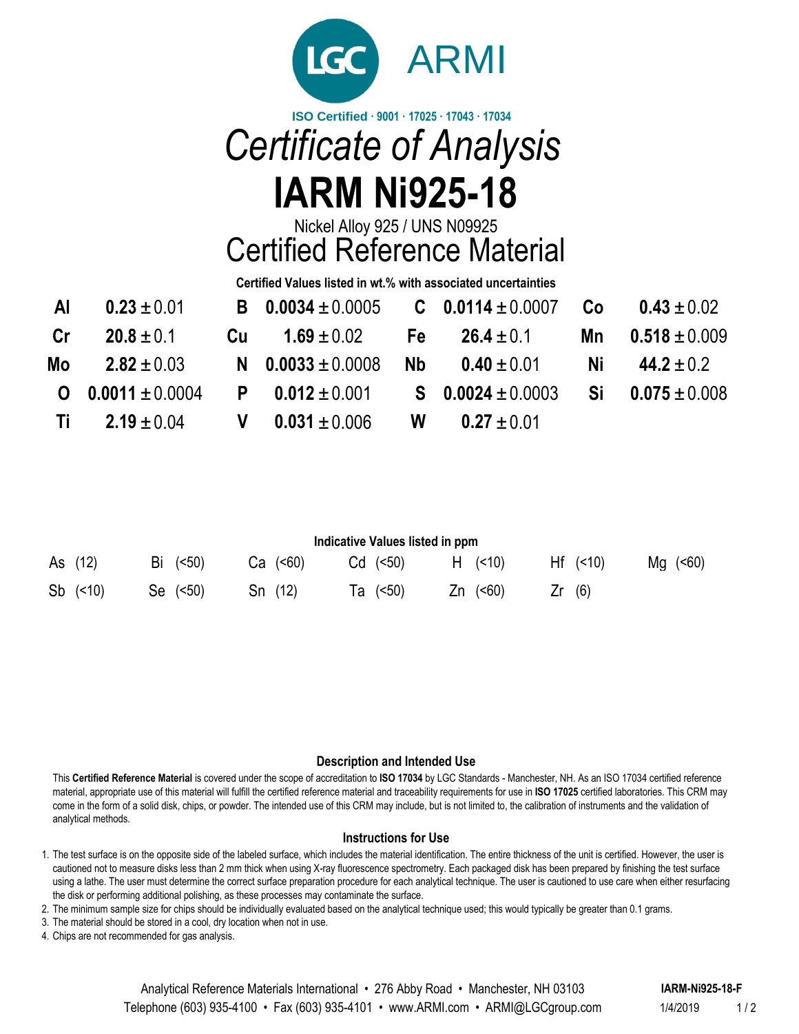LGC ARMI

ISO Certified · 9001 · 17025 · 17043 · 17034

# *Certificate of Analysis*

# IARM Ni925-18

Nickel Alloy 925 / UNS N09925

## Certified Reference Material

**Certified Values listed in wt.% with associated uncertainties**

| | | | | | | | |
|---|---|---|---|---|---|---|---|
| **Al** | **0.23** ± 0.01 | **B** | **0.0034** ± 0.0005 | **C** | **0.0114** ± 0.0007 | **Co** | **0.43** ± 0.02 |
| **Cr** | **20.8** ± 0.1 | **Cu** | **1.69** ± 0.02 | **Fe** | **26.4** ± 0.1 | **Mn** | **0.518** ± 0.009 |
| **Mo** | **2.82** ± 0.03 | **N** | **0.0033** ± 0.0008 | **Nb** | **0.40** ± 0.01 | **Ni** | **44.2** ± 0.2 |
| **O** | **0.0011** ± 0.0004 | **P** | **0.012** ± 0.001 | **S** | **0.0024** ± 0.0003 | **Si** | **0.075** ± 0.008 |
| **Ti** | **2.19** ± 0.04 | **V** | **0.031** ± 0.006 | **W** | **0.27** ± 0.01 | | |

**Indicative Values listed in ppm**

| | | | | | | |
|---|---|---|---|---|---|---|
| As (12) | Bi (<50) | Ca (<60) | Cd (<50) | H (<10) | Hf (<10) | Mg (<60) |
| Sb (<10) | Se (<50) | Sn (12) | Ta (<50) | Zn (<60) | Zr (6) | |

### Description and Intended Use

This **Certified Reference Material** is covered under the scope of accreditation to **ISO 17034** by LGC Standards - Manchester, NH. As an ISO 17034 certified reference material, appropriate use of this material will fulfill the certified reference material and traceability requirements for use in **ISO 17025** certified laboratories. This CRM may come in the form of a solid disk, chips, or powder. The intended use of this CRM may include, but is not limited to, the calibration of instruments and the validation of analytical methods.

### Instructions for Use

1. The test surface is on the opposite side of the labeled surface, which includes the material identification. The entire thickness of the unit is certified. However, the user is cautioned not to measure disks less than 2 mm thick when using X-ray fluorescence spectrometry. Each packaged disk has been prepared by finishing the test surface using a lathe. The user must determine the correct surface preparation procedure for each analytical technique. The user is cautioned to use care when either resurfacing the disk or performing additional polishing, as these processes may contaminate the surface.
2. The minimum sample size for chips should be individually evaluated based on the analytical technique used; this would typically be greater than 0.1 grams.
3. The material should be stored in a cool, dry location when not in use.
4. Chips are not recommended for gas analysis.

Analytical Reference Materials International • 276 Abby Road • Manchester, NH 03103
Telephone (603) 935-4100 • Fax (603) 935-4101 • www.ARMI.com • ARMI@LGCgroup.com

**IARM-Ni925-18-F**
1/4/2019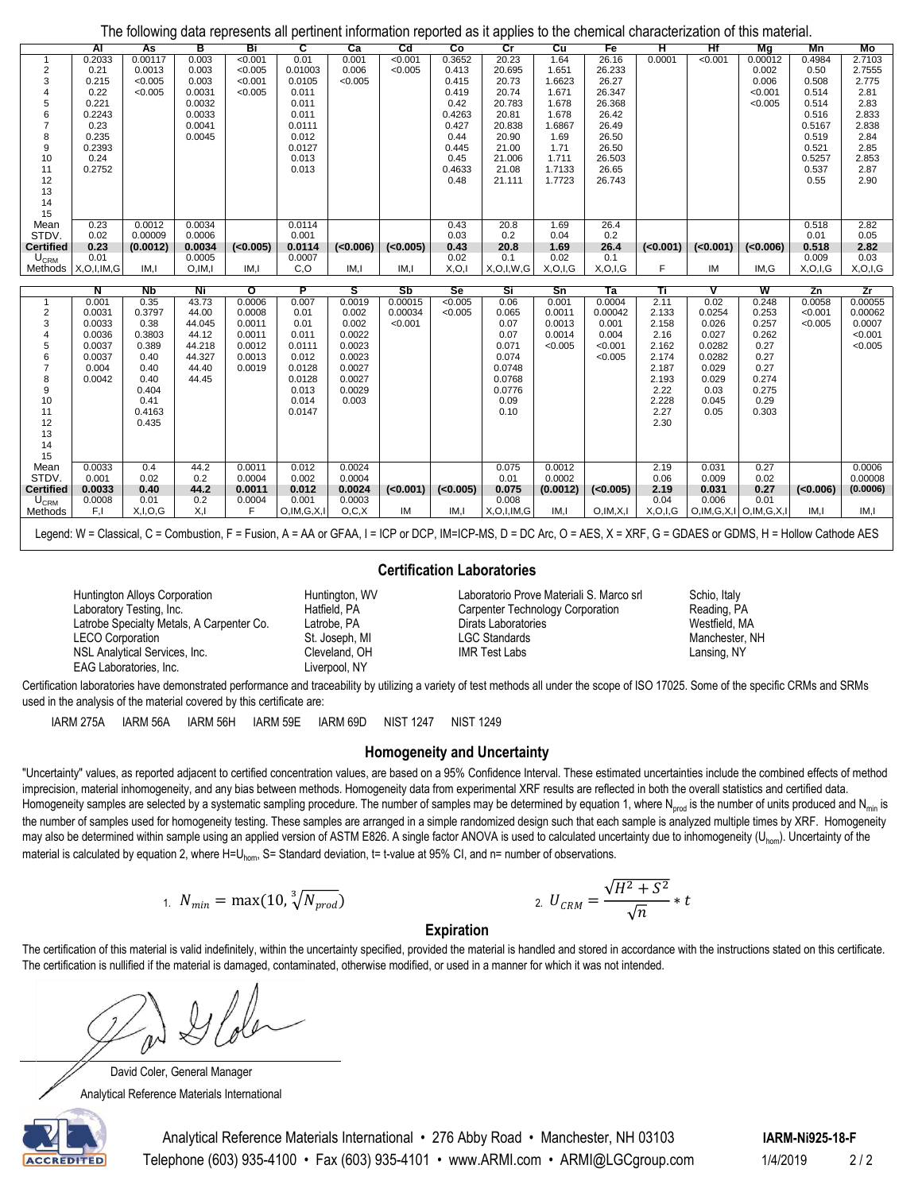The following data represents all pertinent information reported as it applies to the chemical characterization of this material.

| | Al | As | B | Bi | C | Ca | Cd | Co | Cr | Cu | Fe | H | Hf | Mg | Mn | Mo |
|---|---|---|---|---|---|---|---|---|---|---|---|---|---|---|---|---|
| 1 | 0.2033 | 0.00117 | 0.003 | <0.001 | 0.01 | 0.001 | <0.001 | 0.3652 | 20.23 | 1.64 | 26.16 | 0.0001 | <0.001 | 0.00012 | 0.4984 | 2.7103 |
| 2 | 0.21 | 0.0013 | 0.003 | <0.005 | 0.01003 | 0.006 | <0.005 | 0.413 | 20.695 | 1.651 | 26.233 | | | 0.002 | 0.50 | 2.7555 |
| 3 | 0.215 | <0.005 | 0.003 | <0.001 | 0.0105 | <0.005 | | 0.415 | 20.73 | 1.6623 | 26.27 | | | 0.006 | 0.508 | 2.775 |
| 4 | 0.22 | <0.005 | 0.0031 | <0.005 | 0.011 | | | 0.419 | 20.74 | 1.671 | 26.347 | | | <0.001 | 0.514 | 2.81 |
| 5 | 0.221 | | 0.0032 | | 0.011 | | | 0.42 | 20.783 | 1.678 | 26.368 | | | <0.005 | 0.514 | 2.83 |
| 6 | 0.2243 | | 0.0033 | | 0.011 | | | 0.4263 | 20.81 | 1.678 | 26.42 | | | | 0.516 | 2.833 |
| 7 | 0.23 | | 0.0041 | | 0.0111 | | | 0.427 | 20.838 | 1.6867 | 26.49 | | | | 0.5167 | 2.838 |
| 8 | 0.235 | | 0.0045 | | 0.012 | | | 0.44 | 20.90 | 1.69 | 26.50 | | | | 0.519 | 2.84 |
| 9 | 0.2393 | | | | 0.0127 | | | 0.445 | 21.00 | 1.71 | 26.50 | | | | 0.521 | 2.85 |
| 10 | 0.24 | | | | 0.013 | | | 0.45 | 21.006 | 1.711 | 26.503 | | | | 0.5257 | 2.853 |
| 11 | 0.2752 | | | | 0.013 | | | 0.4633 | 21.08 | 1.7133 | 26.65 | | | | 0.537 | 2.87 |
| 12 | | | | | | | | 0.48 | 21.111 | 1.7723 | 26.743 | | | | 0.55 | 2.90 |
| 13 | | | | | | | | | | | | | | | | |
| 14 | | | | | | | | | | | | | | | | |
| 15 | | | | | | | | | | | | | | | | |
| Mean | 0.23 | 0.0012 | 0.0034 | | 0.0114 | | | 0.43 | 20.8 | 1.69 | 26.4 | | | | 0.518 | 2.82 |
| STDV. | 0.02 | 0.00009 | 0.0006 | | 0.001 | | | 0.03 | 0.2 | 0.04 | 0.2 | | | | 0.01 | 0.05 |
| **Certified** | **0.23** | **(0.0012)** | **0.0034** | **(<0.005)** | **0.0114** | **(<0.006)** | **(<0.005)** | **0.43** | **20.8** | **1.69** | **26.4** | **(<0.001)** | **(<0.001)** | **(<0.006)** | **0.518** | **2.82** |
| $U_{CRM}$ | 0.01 | | 0.0005 | | 0.0007 | | | 0.02 | 0.1 | 0.02 | 0.1 | | | | 0.009 | 0.03 |
| Methods | X,O,I,IM,G | IM,I | O,IM,I | IM,I | C,O | IM,I | IM,I | X,O,I | X,O,I,W,G | X,O,I,G | X,O,I,G | F | IM | IM,G | X,O,I,G | X,O,I,G |

| | N | Nb | Ni | O | P | S | Sb | Se | Si | Sn | Ta | Ti | V | W | Zn | Zr |
|---|---|---|---|---|---|---|---|---|---|---|---|---|---|---|---|---|
| 1 | 0.001 | 0.35 | 43.73 | 0.0006 | 0.007 | 0.0019 | 0.00015 | <0.005 | 0.06 | 0.001 | 0.0004 | 2.11 | 0.02 | 0.248 | 0.0058 | 0.00055 |
| 2 | 0.0031 | 0.3797 | 44.00 | 0.0008 | 0.01 | 0.002 | 0.00034 | <0.005 | 0.065 | 0.0011 | 0.00042 | 2.133 | 0.0254 | 0.253 | <0.001 | 0.00062 |
| 3 | 0.0033 | 0.38 | 44.045 | 0.0011 | 0.01 | 0.002 | <0.001 | | 0.07 | 0.0013 | 0.001 | 2.158 | 0.026 | 0.257 | <0.005 | 0.0007 |
| 4 | 0.0036 | 0.3803 | 44.12 | 0.0011 | 0.011 | 0.0022 | | | 0.07 | 0.0014 | 0.004 | 2.16 | 0.027 | 0.262 | | <0.001 |
| 5 | 0.0037 | 0.389 | 44.218 | 0.0012 | 0.0111 | 0.0023 | | | 0.071 | <0.005 | <0.001 | 2.162 | 0.0282 | 0.27 | | <0.005 |
| 6 | 0.0037 | 0.40 | 44.327 | 0.0013 | 0.012 | 0.0023 | | | 0.074 | | <0.005 | 2.174 | 0.0282 | 0.27 | | |
| 7 | 0.004 | 0.40 | 44.40 | 0.0019 | 0.0128 | 0.0027 | | | 0.0748 | | | 2.187 | 0.029 | 0.27 | | |
| 8 | 0.0042 | 0.40 | 44.45 | | 0.0128 | 0.0027 | | | 0.0768 | | | 2.193 | 0.029 | 0.274 | | |
| 9 | | 0.404 | | | 0.013 | 0.0029 | | | 0.0776 | | | 2.22 | 0.03 | 0.275 | | |
| 10 | | 0.41 | | | 0.014 | 0.003 | | | 0.09 | | | 2.228 | 0.045 | 0.29 | | |
| 11 | | 0.4163 | | | 0.0147 | | | | 0.10 | | | 2.27 | 0.05 | 0.303 | | |
| 12 | | 0.435 | | | | | | | | | | 2.30 | | | | |
| 13 | | | | | | | | | | | | | | | | |
| 14 | | | | | | | | | | | | | | | | |
| 15 | | | | | | | | | | | | | | | | |
| Mean | 0.0033 | 0.4 | 44.2 | 0.0011 | 0.012 | 0.0024 | | | 0.075 | 0.0012 | | 2.19 | 0.031 | 0.27 | | 0.0006 |
| STDV. | 0.001 | 0.02 | 0.2 | 0.0004 | 0.002 | 0.0004 | | | 0.01 | 0.0002 | | 0.06 | 0.009 | 0.02 | | 0.00008 |
| **Certified** | **0.0033** | **0.40** | **44.2** | **0.0011** | **0.012** | **0.0024** | **(<0.001)** | **(<0.005)** | **0.075** | **(0.0012)** | **(<0.005)** | **2.19** | **0.031** | **0.27** | **(<0.006)** | **(0.0006)** |
| $U_{CRM}$ | 0.0008 | 0.01 | 0.2 | 0.0004 | 0.001 | 0.0003 | | | 0.008 | | | 0.04 | 0.006 | 0.01 | | |
| Methods | F,I | X,I,O,G | X,I | F | O,IM,G,X,I | O,C,X | IM | IM,I | X,O,I,IM,G | IM,I | O,IM,X,I | X,O,I,G | O,IM,G,X,I | O,IM,G,X,I | IM,I | IM,I |

Legend: W = Classical, C = Combustion, F = Fusion, A = AA or GFAA, I = ICP or DCP, IM=ICP-MS, D = DC Arc, O = AES, X = XRF, G = GDAES or GDMS, H = Hollow Cathode AES

## Certification Laboratories

| | | | |
|---|---|---|---|
| Huntington Alloys Corporation | Huntington, WV | Laboratorio Prove Materiali S. Marco srl | Schio, Italy |
| Laboratory Testing, Inc. | Hatfield, PA | Carpenter Technology Corporation | Reading, PA |
| Latrobe Specialty Metals, A Carpenter Co. | Latrobe, PA | Dirats Laboratories | Westfield, MA |
| LECO Corporation | St. Joseph, MI | LGC Standards | Manchester, NH |
| NSL Analytical Services, Inc. | Cleveland, OH | IMR Test Labs | Lansing, NY |
| EAG Laboratories, Inc. | Liverpool, NY | | |

Certification laboratories have demonstrated performance and traceability by utilizing a variety of test methods all under the scope of ISO 17025. Some of the specific CRMs and SRMs used in the analysis of the material covered by this certificate are:

IARM 275A  IARM 56A  IARM 56H  IARM 59E  IARM 69D  NIST 1247  NIST 1249

## Homogeneity and Uncertainty

"Uncertainty" values, as reported adjacent to certified concentration values, are based on a 95% Confidence Interval. These estimated uncertainties include the combined effects of method imprecision, material inhomogeneity, and any bias between methods. Homogeneity data from experimental XRF results are reflected in both the overall statistics and certified data. Homogeneity samples are selected by a systematic sampling procedure. The number of samples may be determined by equation 1, where $N_{prod}$ is the number of units produced and $N_{min}$ is the number of samples used for homogeneity testing. These samples are arranged in a simple randomized design such that each sample is analyzed multiple times by XRF. Homogeneity may also be determined within sample using an applied version of ASTM E826. A single factor ANOVA is used to calculated uncertainty due to inhomogeneity ($U_{hom}$). Uncertainty of the material is calculated by equation 2, where H=$U_{hom}$, S= Standard deviation, t= t-value at 95% CI, and n= number of observations.

1. $$N_{min} = \max(10, \sqrt[3]{N_{prod}})$$

2. $$U_{CRM} = \frac{\sqrt{H^2 + S^2}}{\sqrt{n}} * t$$

## Expiration

The certification of this material is valid indefinitely, within the uncertainty specified, provided the material is handled and stored in accordance with the instructions stated on this certificate. The certification is nullified if the material is damaged, contaminated, otherwise modified, or used in a manner for which it was not intended.

David Coler, General Manager

Analytical Reference Materials International

Analytical Reference Materials International • 276 Abby Road • Manchester, NH 03103

Telephone (603) 935-4100 • Fax (603) 935-4101 • www.ARMI.com • ARMI@LGCgroup.com

IARM-Ni925-18-F

1/4/2019